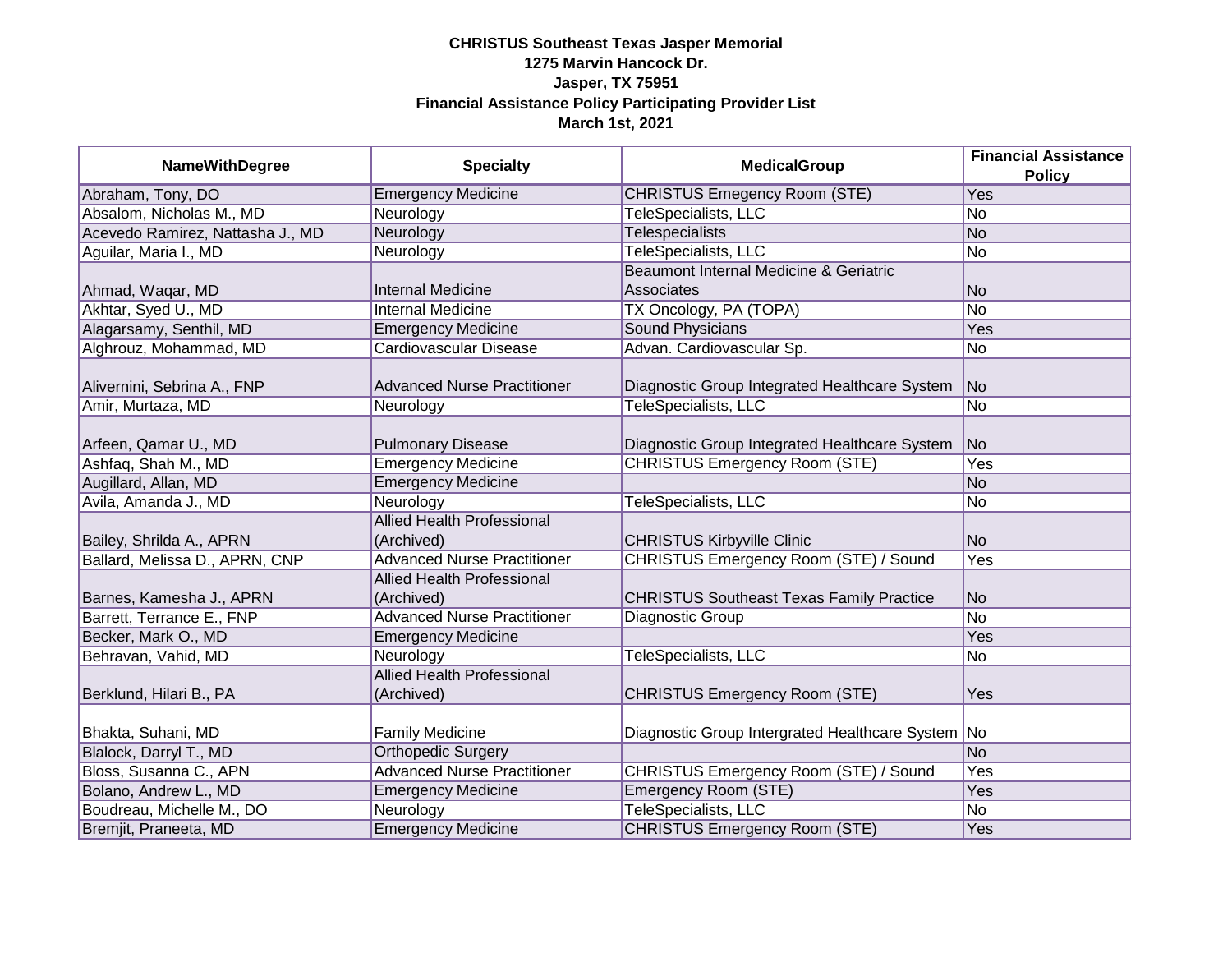**CHRISTUS Southeast Texas Jasper Memorial**
**1275 Marvin Hancock Dr.**
**Jasper, TX 75951**
**Financial Assistance Policy Participating Provider List**
**March 1st, 2021**

| NameWithDegree | Specialty | MedicalGroup | Financial Assistance Policy |
|---|---|---|---|
| Abraham, Tony, DO | Emergency Medicine | CHRISTUS Emegency Room (STE) | Yes |
| Absalom, Nicholas M., MD | Neurology | TeleSpecialists, LLC | No |
| Acevedo Ramirez, Nattasha J., MD | Neurology | Telespecialists | No |
| Aguilar, Maria I., MD | Neurology | TeleSpecialists, LLC | No |
| Ahmad, Waqar, MD | Internal Medicine | Beaumont Internal Medicine & Geriatric Associates | No |
| Akhtar, Syed U., MD | Internal Medicine | TX Oncology, PA (TOPA) | No |
| Alagarsamy, Senthil, MD | Emergency Medicine | Sound Physicians | Yes |
| Alghrouz, Mohammad, MD | Cardiovascular Disease | Advan. Cardiovascular Sp. | No |
| Alivernini, Sebrina A., FNP | Advanced Nurse Practitioner | Diagnostic Group Integrated Healthcare System | No |
| Amir, Murtaza, MD | Neurology | TeleSpecialists, LLC | No |
| Arfeen, Qamar U., MD | Pulmonary Disease | Diagnostic Group Integrated Healthcare System | No |
| Ashfaq, Shah M., MD | Emergency Medicine | CHRISTUS Emergency Room (STE) | Yes |
| Augillard, Allan, MD | Emergency Medicine | | No |
| Avila, Amanda J., MD | Neurology | TeleSpecialists, LLC | No |
| Bailey, Shrilda A., APRN | Allied Health Professional (Archived) | CHRISTUS Kirbyville Clinic | No |
| Ballard, Melissa D., APRN, CNP | Advanced Nurse Practitioner | CHRISTUS Emergency Room (STE) / Sound | Yes |
| Barnes, Kamesha J., APRN | Allied Health Professional (Archived) | CHRISTUS Southeast Texas Family Practice | No |
| Barrett, Terrance E., FNP | Advanced Nurse Practitioner | Diagnostic Group | No |
| Becker, Mark O., MD | Emergency Medicine | | Yes |
| Behravan, Vahid, MD | Neurology | TeleSpecialists, LLC | No |
| Berklund, Hilari B., PA | Allied Health Professional (Archived) | CHRISTUS Emergency Room (STE) | Yes |
| Bhakta, Suhani, MD | Family Medicine | Diagnostic Group Intergrated Healthcare System | No |
| Blalock, Darryl T., MD | Orthopedic Surgery | | No |
| Bloss, Susanna C., APN | Advanced Nurse Practitioner | CHRISTUS Emergency Room (STE) / Sound | Yes |
| Bolano, Andrew L., MD | Emergency Medicine | Emergency Room (STE) | Yes |
| Boudreau, Michelle M., DO | Neurology | TeleSpecialists, LLC | No |
| Bremjit, Praneeta, MD | Emergency Medicine | CHRISTUS Emergency Room (STE) | Yes |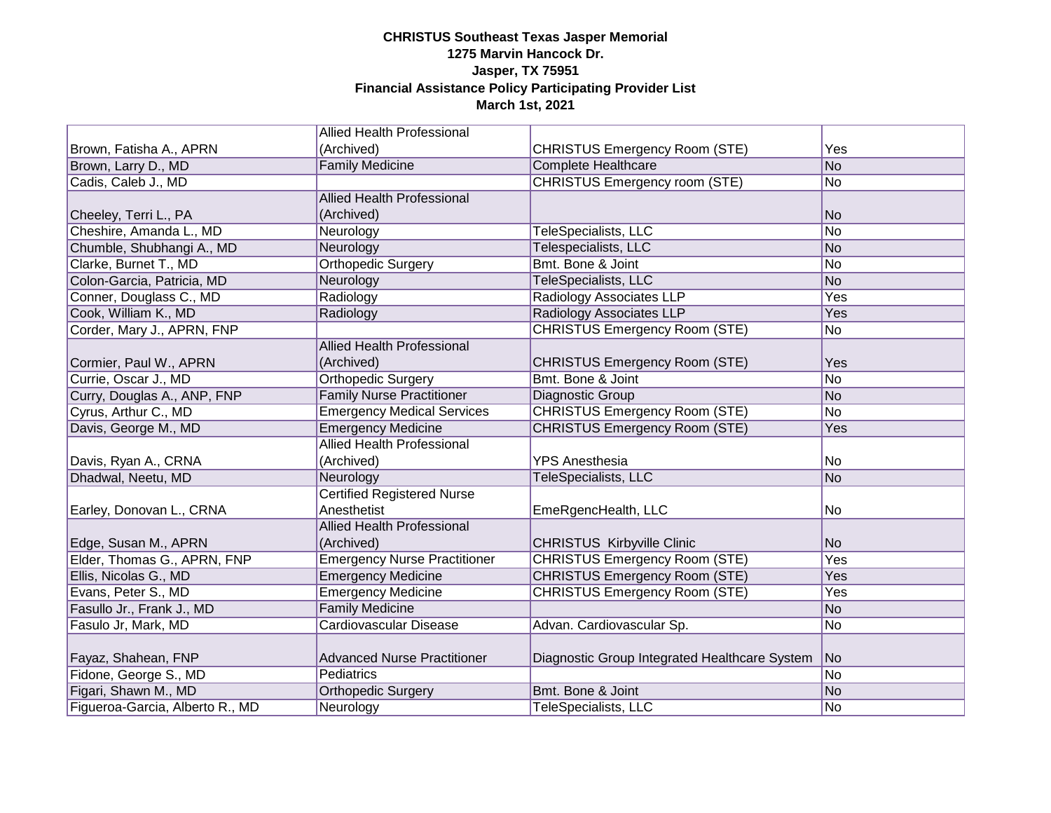**CHRISTUS Southeast Texas Jasper Memorial**
**1275 Marvin Hancock Dr.**
**Jasper, TX 75951**
**Financial Assistance Policy Participating Provider List**
**March 1st, 2021**

| | | | |
|---|---|---|---|
| Brown, Fatisha A., APRN | Allied Health Professional (Archived) | CHRISTUS Emergency Room (STE) | Yes |
| Brown, Larry D., MD | Family Medicine | Complete Healthcare | No |
| Cadis, Caleb J., MD | | CHRISTUS Emergency room (STE) | No |
| Cheeley, Terri L., PA | Allied Health Professional (Archived) | | No |
| Cheshire, Amanda L., MD | Neurology | TeleSpecialists, LLC | No |
| Chumble, Shubhangi A., MD | Neurology | Telespecialists, LLC | No |
| Clarke, Burnet T., MD | Orthopedic Surgery | Bmt. Bone & Joint | No |
| Colon-Garcia, Patricia, MD | Neurology | TeleSpecialists, LLC | No |
| Conner, Douglass C., MD | Radiology | Radiology Associates LLP | Yes |
| Cook, William K., MD | Radiology | Radiology Associates LLP | Yes |
| Corder, Mary J., APRN, FNP | | CHRISTUS Emergency Room (STE) | No |
| Cormier, Paul W., APRN | Allied Health Professional (Archived) | CHRISTUS Emergency Room (STE) | Yes |
| Currie, Oscar J., MD | Orthopedic Surgery | Bmt. Bone & Joint | No |
| Curry, Douglas A., ANP, FNP | Family Nurse Practitioner | Diagnostic Group | No |
| Cyrus, Arthur C., MD | Emergency Medical Services | CHRISTUS Emergency Room (STE) | No |
| Davis, George M., MD | Emergency Medicine | CHRISTUS Emergency Room (STE) | Yes |
| Davis, Ryan A., CRNA | Allied Health Professional (Archived) | YPS Anesthesia | No |
| Dhadwal, Neetu, MD | Neurology | TeleSpecialists, LLC | No |
| Earley, Donovan L., CRNA | Certified Registered Nurse Anesthetist | EmeRgencHealth, LLC | No |
| Edge, Susan M., APRN | Allied Health Professional (Archived) | CHRISTUS Kirbyville Clinic | No |
| Elder, Thomas G., APRN, FNP | Emergency Nurse Practitioner | CHRISTUS Emergency Room (STE) | Yes |
| Ellis, Nicolas G., MD | Emergency Medicine | CHRISTUS Emergency Room (STE) | Yes |
| Evans, Peter S., MD | Emergency Medicine | CHRISTUS Emergency Room (STE) | Yes |
| Fasullo Jr., Frank J., MD | Family Medicine | | No |
| Fasulo Jr, Mark, MD | Cardiovascular Disease | Advan. Cardiovascular Sp. | No |
| Fayaz, Shahean, FNP | Advanced Nurse Practitioner | Diagnostic Group Integrated Healthcare System | No |
| Fidone, George S., MD | Pediatrics | | No |
| Figari, Shawn M., MD | Orthopedic Surgery | Bmt. Bone & Joint | No |
| Figueroa-Garcia, Alberto R., MD | Neurology | TeleSpecialists, LLC | No |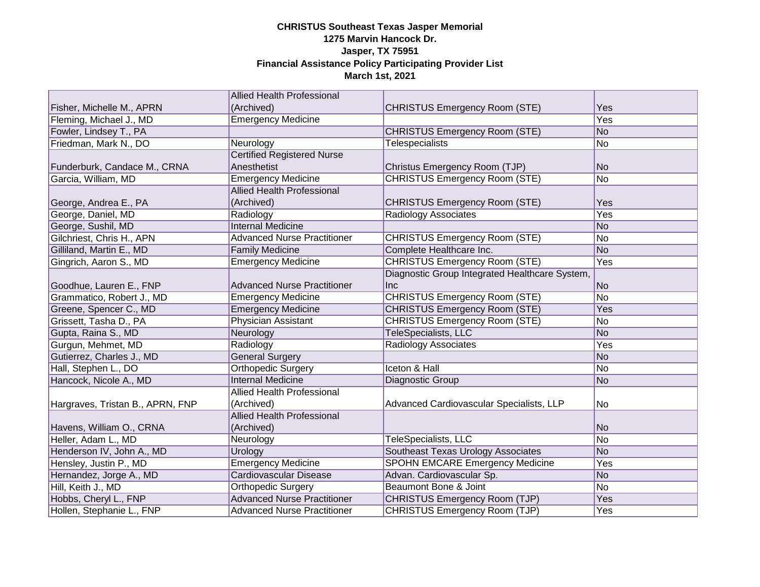**CHRISTUS Southeast Texas Jasper Memorial**
**1275 Marvin Hancock Dr.**
**Jasper, TX 75951**
**Financial Assistance Policy Participating Provider List**
**March 1st, 2021**

| | | | |
|---|---|---|---|
| Fisher, Michelle M., APRN | Allied Health Professional (Archived) | CHRISTUS Emergency Room (STE) | Yes |
| Fleming, Michael J., MD | Emergency Medicine | | Yes |
| Fowler, Lindsey T., PA | | CHRISTUS Emergency Room (STE) | No |
| Friedman, Mark N., DO | Neurology | Telespecialists | No |
| Funderburk, Candace M., CRNA | Certified Registered Nurse Anesthetist | Christus Emergency Room (TJP) | No |
| Garcia, William, MD | Emergency Medicine | CHRISTUS Emergency Room (STE) | No |
| George, Andrea E., PA | Allied Health Professional (Archived) | CHRISTUS Emergency Room (STE) | Yes |
| George, Daniel, MD | Radiology | Radiology Associates | Yes |
| George, Sushil, MD | Internal Medicine | | No |
| Gilchriest, Chris H., APN | Advanced Nurse Practitioner | CHRISTUS Emergency Room (STE) | No |
| Gilliland, Martin E., MD | Family Medicine | Complete Healthcare Inc. | No |
| Gingrich, Aaron S., MD | Emergency Medicine | CHRISTUS Emergency Room (STE) | Yes |
| Goodhue, Lauren E., FNP | Advanced Nurse Practitioner | Diagnostic Group Integrated Healthcare System, Inc | No |
| Grammatico, Robert J., MD | Emergency Medicine | CHRISTUS Emergency Room (STE) | No |
| Greene, Spencer C., MD | Emergency Medicine | CHRISTUS Emergency Room (STE) | Yes |
| Grissett, Tasha D., PA | Physician Assistant | CHRISTUS Emergency Room (STE) | No |
| Gupta, Raina S., MD | Neurology | TeleSpecialists, LLC | No |
| Gurgun, Mehmet, MD | Radiology | Radiology Associates | Yes |
| Gutierrez, Charles J., MD | General Surgery | | No |
| Hall, Stephen L., DO | Orthopedic Surgery | Iceton & Hall | No |
| Hancock, Nicole A., MD | Internal Medicine | Diagnostic Group | No |
| Hargraves, Tristan B., APRN, FNP | Allied Health Professional (Archived) | Advanced Cardiovascular Specialists, LLP | No |
| Havens, William O., CRNA | Allied Health Professional (Archived) | | No |
| Heller, Adam L., MD | Neurology | TeleSpecialists, LLC | No |
| Henderson IV, John A., MD | Urology | Southeast Texas Urology Associates | No |
| Hensley, Justin P., MD | Emergency Medicine | SPOHN EMCARE Emergency Medicine | Yes |
| Hernandez, Jorge A., MD | Cardiovascular Disease | Advan. Cardiovascular Sp. | No |
| Hill, Keith J., MD | Orthopedic Surgery | Beaumont Bone & Joint | No |
| Hobbs, Cheryl L., FNP | Advanced Nurse Practitioner | CHRISTUS Emergency Room (TJP) | Yes |
| Hollen, Stephanie L., FNP | Advanced Nurse Practitioner | CHRISTUS Emergency Room (TJP) | Yes |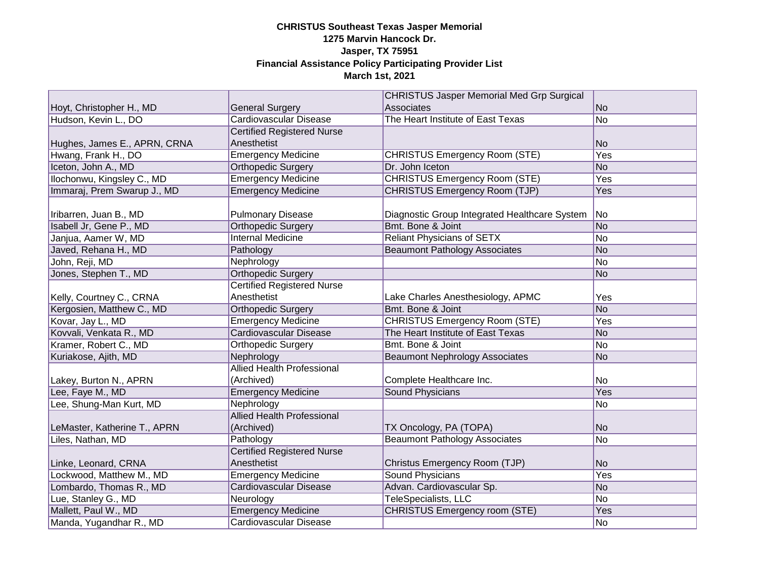**CHRISTUS Southeast Texas Jasper Memorial**
**1275 Marvin Hancock Dr.**
**Jasper, TX 75951**
**Financial Assistance Policy Participating Provider List**
**March 1st, 2021**

| | | | |
|---|---|---|---|
| Hoyt, Christopher H., MD | General Surgery | CHRISTUS Jasper Memorial Med Grp Surgical Associates | No |
| Hudson, Kevin L., DO | Cardiovascular Disease | The Heart Institute of East Texas | No |
| Hughes, James E., APRN, CRNA | Certified Registered Nurse Anesthetist | | No |
| Hwang, Frank H., DO | Emergency Medicine | CHRISTUS Emergency Room (STE) | Yes |
| Iceton, John A., MD | Orthopedic Surgery | Dr. John Iceton | No |
| Ilochonwu, Kingsley C., MD | Emergency Medicine | CHRISTUS Emergency Room (STE) | Yes |
| Immaraj, Prem Swarup J., MD | Emergency Medicine | CHRISTUS Emergency Room (TJP) | Yes |
| Iribarren, Juan B., MD | Pulmonary Disease | Diagnostic Group Integrated Healthcare System | No |
| Isabell Jr, Gene P., MD | Orthopedic Surgery | Bmt. Bone & Joint | No |
| Janjua, Aamer W, MD | Internal Medicine | Reliant Physicians of SETX | No |
| Javed, Rehana H., MD | Pathology | Beaumont Pathology Associates | No |
| John, Reji, MD | Nephrology | | No |
| Jones, Stephen T., MD | Orthopedic Surgery | | No |
| Kelly, Courtney C., CRNA | Certified Registered Nurse Anesthetist | Lake Charles Anesthesiology, APMC | Yes |
| Kergosien, Matthew C., MD | Orthopedic Surgery | Bmt. Bone & Joint | No |
| Kovar, Jay L., MD | Emergency Medicine | CHRISTUS Emergency Room (STE) | Yes |
| Kovvali, Venkata R., MD | Cardiovascular Disease | The Heart Institute of East Texas | No |
| Kramer, Robert C., MD | Orthopedic Surgery | Bmt. Bone & Joint | No |
| Kuriakose, Ajith, MD | Nephrology | Beaumont Nephrology Associates | No |
| Lakey, Burton N., APRN | Allied Health Professional (Archived) | Complete Healthcare Inc. | No |
| Lee, Faye M., MD | Emergency Medicine | Sound Physicians | Yes |
| Lee, Shung-Man Kurt, MD | Nephrology | | No |
| LeMaster, Katherine T., APRN | Allied Health Professional (Archived) | TX Oncology, PA (TOPA) | No |
| Liles, Nathan, MD | Pathology | Beaumont Pathology Associates | No |
| Linke, Leonard, CRNA | Certified Registered Nurse Anesthetist | Christus Emergency Room (TJP) | No |
| Lockwood, Matthew M., MD | Emergency Medicine | Sound Physicians | Yes |
| Lombardo, Thomas R., MD | Cardiovascular Disease | Advan. Cardiovascular Sp. | No |
| Lue, Stanley G., MD | Neurology | TeleSpecialists, LLC | No |
| Mallett, Paul W., MD | Emergency Medicine | CHRISTUS Emergency room (STE) | Yes |
| Manda, Yugandhar R., MD | Cardiovascular Disease | | No |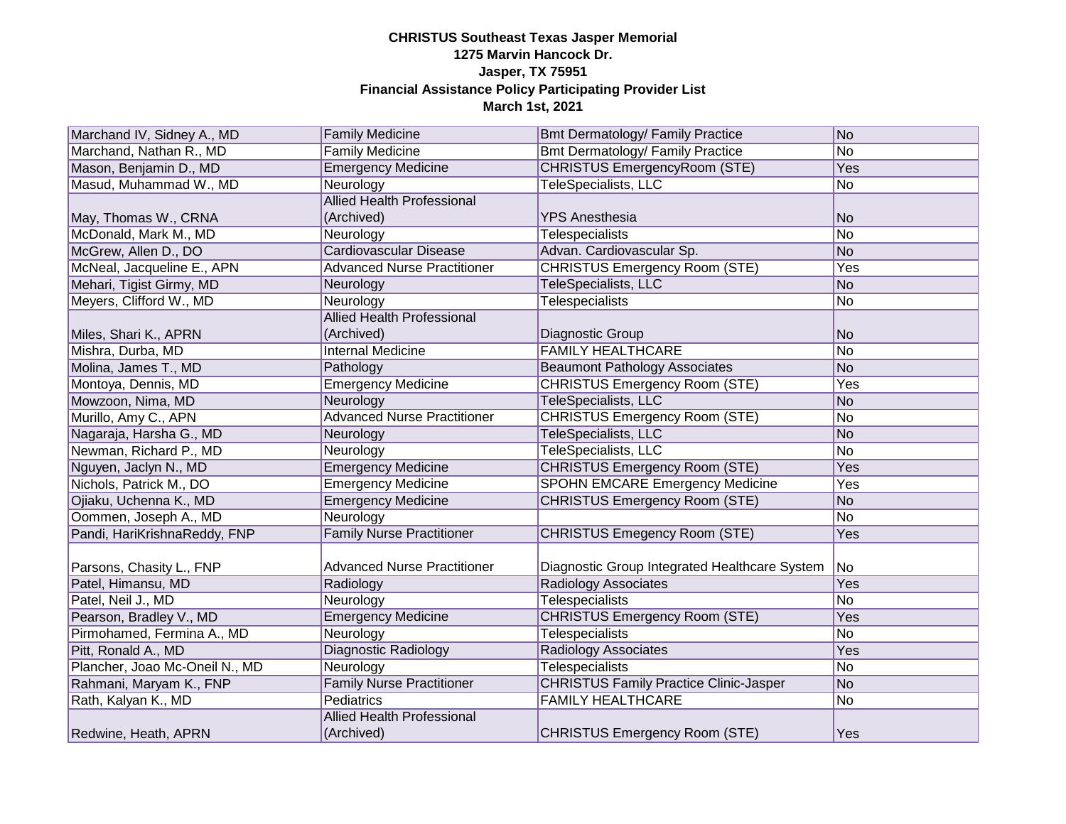**CHRISTUS Southeast Texas Jasper Memorial**
**1275 Marvin Hancock Dr.**
**Jasper, TX 75951**
**Financial Assistance Policy Participating Provider List**
**March 1st, 2021**

| | | | |
|---|---|---|---|
| Marchand IV, Sidney A., MD | Family Medicine | Bmt Dermatology/ Family Practice | No |
| Marchand, Nathan R., MD | Family Medicine | Bmt Dermatology/ Family Practice | No |
| Mason, Benjamin D., MD | Emergency Medicine | CHRISTUS EmergencyRoom (STE) | Yes |
| Masud, Muhammad W., MD | Neurology | TeleSpecialists, LLC | No |
| May, Thomas W., CRNA | Allied Health Professional (Archived) | YPS Anesthesia | No |
| McDonald, Mark M., MD | Neurology | Telespecialists | No |
| McGrew, Allen D., DO | Cardiovascular Disease | Advan. Cardiovascular Sp. | No |
| McNeal, Jacqueline E., APN | Advanced Nurse Practitioner | CHRISTUS Emergency Room (STE) | Yes |
| Mehari, Tigist Girmy, MD | Neurology | TeleSpecialists, LLC | No |
| Meyers, Clifford W., MD | Neurology | Telespecialists | No |
| Miles, Shari K., APRN | Allied Health Professional (Archived) | Diagnostic Group | No |
| Mishra, Durba, MD | Internal Medicine | FAMILY HEALTHCARE | No |
| Molina, James T., MD | Pathology | Beaumont Pathology Associates | No |
| Montoya, Dennis, MD | Emergency Medicine | CHRISTUS Emergency Room (STE) | Yes |
| Mowzoon, Nima, MD | Neurology | TeleSpecialists, LLC | No |
| Murillo, Amy C., APN | Advanced Nurse Practitioner | CHRISTUS Emergency Room (STE) | No |
| Nagaraja, Harsha G., MD | Neurology | TeleSpecialists, LLC | No |
| Newman, Richard P., MD | Neurology | TeleSpecialists, LLC | No |
| Nguyen, Jaclyn N., MD | Emergency Medicine | CHRISTUS Emergency Room (STE) | Yes |
| Nichols, Patrick M., DO | Emergency Medicine | SPOHN EMCARE Emergency Medicine | Yes |
| Ojiaku, Uchenna K., MD | Emergency Medicine | CHRISTUS Emergency Room (STE) | No |
| Oommen, Joseph A., MD | Neurology | | No |
| Pandi, HariKrishnaReddy, FNP | Family Nurse Practitioner | CHRISTUS Emegency Room (STE) | Yes |
| Parsons, Chasity L., FNP | Advanced Nurse Practitioner | Diagnostic Group Integrated Healthcare System | No |
| Patel, Himansu, MD | Radiology | Radiology Associates | Yes |
| Patel, Neil J., MD | Neurology | Telespecialists | No |
| Pearson, Bradley V., MD | Emergency Medicine | CHRISTUS Emergency Room (STE) | Yes |
| Pirmohamed, Fermina A., MD | Neurology | Telespecialists | No |
| Pitt, Ronald A., MD | Diagnostic Radiology | Radiology Associates | Yes |
| Plancher, Joao Mc-Oneil N., MD | Neurology | Telespecialists | No |
| Rahmani, Maryam K., FNP | Family Nurse Practitioner | CHRISTUS Family Practice Clinic-Jasper | No |
| Rath, Kalyan K., MD | Pediatrics | FAMILY HEALTHCARE | No |
| Redwine, Heath, APRN | Allied Health Professional (Archived) | CHRISTUS Emergency Room (STE) | Yes |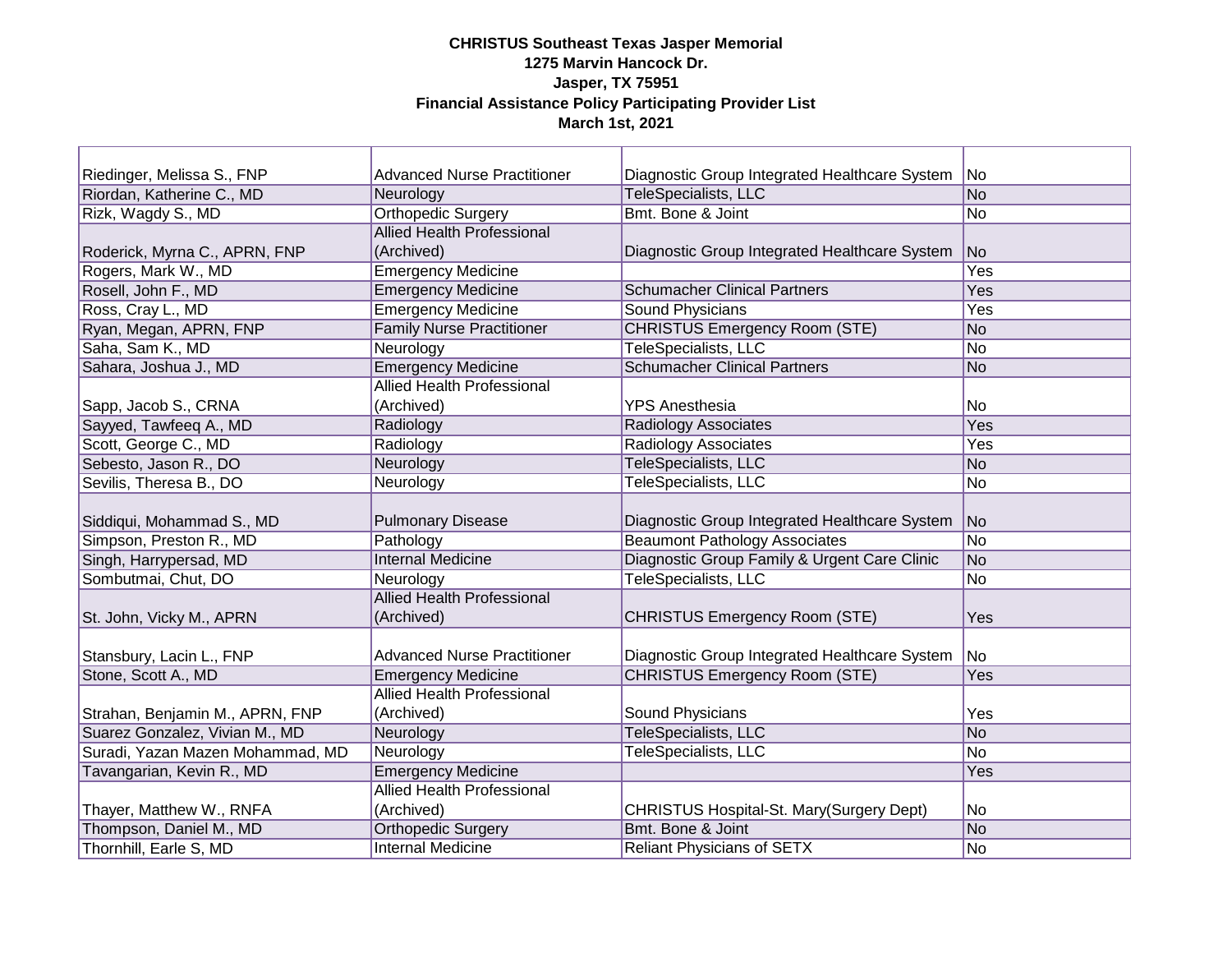**CHRISTUS Southeast Texas Jasper Memorial**
**1275 Marvin Hancock Dr.**
**Jasper, TX 75951**
**Financial Assistance Policy Participating Provider List**
**March 1st, 2021**

| | | | |
|---|---|---|---|
| Riedinger, Melissa S., FNP | Advanced Nurse Practitioner | Diagnostic Group Integrated Healthcare System | No |
| Riordan, Katherine C., MD | Neurology | TeleSpecialists, LLC | No |
| Rizk, Wagdy S., MD | Orthopedic Surgery | Bmt. Bone & Joint | No |
| Roderick, Myrna C., APRN, FNP | Allied Health Professional (Archived) | Diagnostic Group Integrated Healthcare System | No |
| Rogers, Mark W., MD | Emergency Medicine | | Yes |
| Rosell, John F., MD | Emergency Medicine | Schumacher Clinical Partners | Yes |
| Ross, Cray L., MD | Emergency Medicine | Sound Physicians | Yes |
| Ryan, Megan, APRN, FNP | Family Nurse Practitioner | CHRISTUS Emergency Room (STE) | No |
| Saha, Sam K., MD | Neurology | TeleSpecialists, LLC | No |
| Sahara, Joshua J., MD | Emergency Medicine | Schumacher Clinical Partners | No |
| Sapp, Jacob S., CRNA | Allied Health Professional (Archived) | YPS Anesthesia | No |
| Sayyed, Tawfeeq A., MD | Radiology | Radiology Associates | Yes |
| Scott, George C., MD | Radiology | Radiology Associates | Yes |
| Sebesto, Jason R., DO | Neurology | TeleSpecialists, LLC | No |
| Sevilis, Theresa B., DO | Neurology | TeleSpecialists, LLC | No |
| Siddiqui, Mohammad S., MD | Pulmonary Disease | Diagnostic Group Integrated Healthcare System | No |
| Simpson, Preston R., MD | Pathology | Beaumont Pathology Associates | No |
| Singh, Harrypersad, MD | Internal Medicine | Diagnostic Group Family & Urgent Care Clinic | No |
| Sombutmai, Chut, DO | Neurology | TeleSpecialists, LLC | No |
| St. John, Vicky M., APRN | Allied Health Professional (Archived) | CHRISTUS Emergency Room (STE) | Yes |
| Stansbury, Lacin L., FNP | Advanced Nurse Practitioner | Diagnostic Group Integrated Healthcare System | No |
| Stone, Scott A., MD | Emergency Medicine | CHRISTUS Emergency Room (STE) | Yes |
| Strahan, Benjamin M., APRN, FNP | Allied Health Professional (Archived) | Sound Physicians | Yes |
| Suarez Gonzalez, Vivian M., MD | Neurology | TeleSpecialists, LLC | No |
| Suradi, Yazan Mazen Mohammad, MD | Neurology | TeleSpecialists, LLC | No |
| Tavangarian, Kevin R., MD | Emergency Medicine | | Yes |
| Thayer, Matthew W., RNFA | Allied Health Professional (Archived) | CHRISTUS Hospital-St. Mary(Surgery Dept) | No |
| Thompson, Daniel M., MD | Orthopedic Surgery | Bmt. Bone & Joint | No |
| Thornhill, Earle S, MD | Internal Medicine | Reliant Physicians of SETX | No |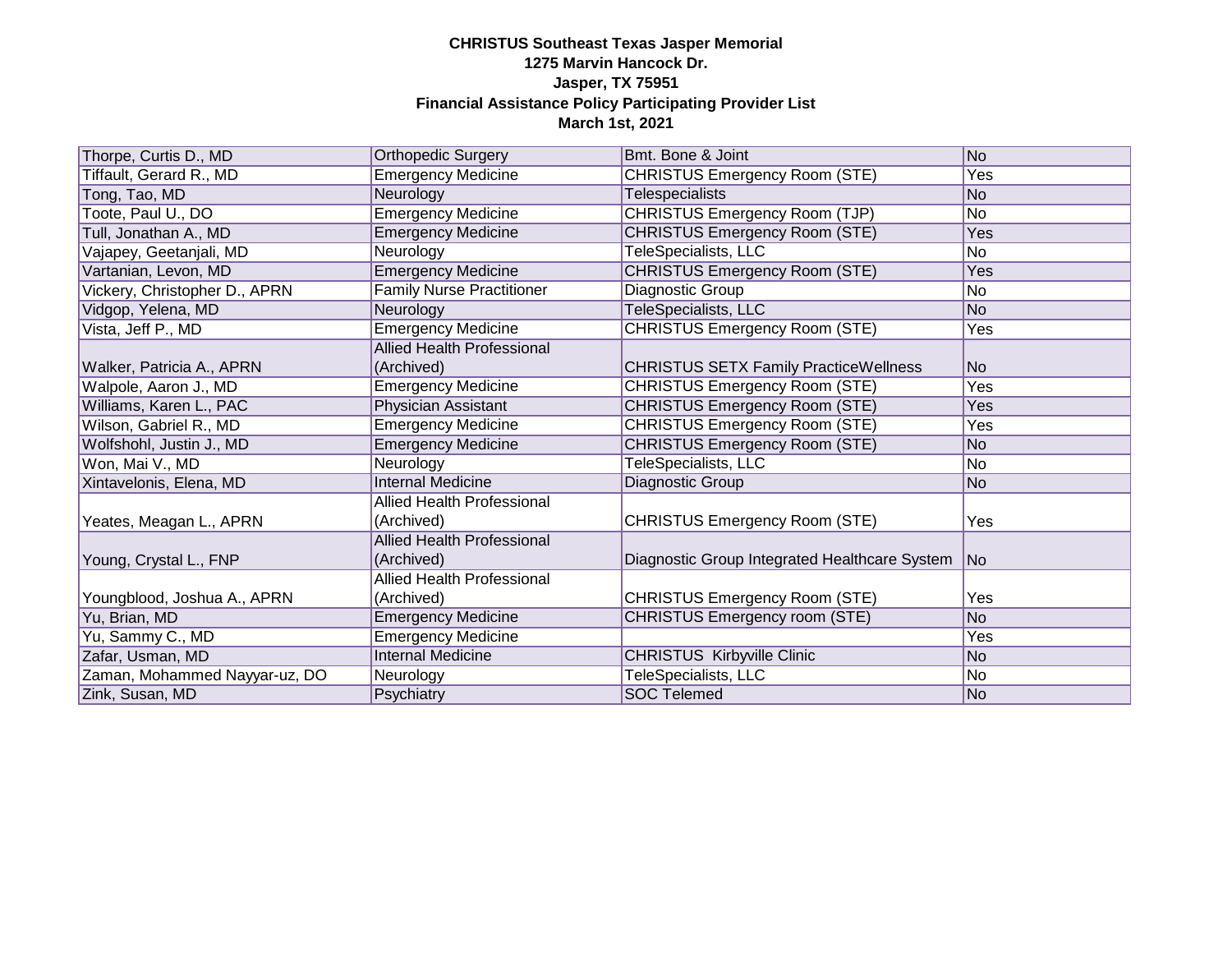**CHRISTUS Southeast Texas Jasper Memorial**
**1275 Marvin Hancock Dr.**
**Jasper, TX 75951**
**Financial Assistance Policy Participating Provider List**
**March 1st, 2021**

| | | | |
|---|---|---|---|
| Thorpe, Curtis D., MD | Orthopedic Surgery | Bmt. Bone & Joint | No |
| Tiffault, Gerard R., MD | Emergency Medicine | CHRISTUS Emergency Room (STE) | Yes |
| Tong, Tao, MD | Neurology | Telespecialists | No |
| Toote, Paul U., DO | Emergency Medicine | CHRISTUS Emergency Room (TJP) | No |
| Tull, Jonathan A., MD | Emergency Medicine | CHRISTUS Emergency Room (STE) | Yes |
| Vajapey, Geetanjali, MD | Neurology | TeleSpecialists, LLC | No |
| Vartanian, Levon, MD | Emergency Medicine | CHRISTUS Emergency Room (STE) | Yes |
| Vickery, Christopher D., APRN | Family Nurse Practitioner | Diagnostic Group | No |
| Vidgop, Yelena, MD | Neurology | TeleSpecialists, LLC | No |
| Vista, Jeff P., MD | Emergency Medicine | CHRISTUS Emergency Room (STE) | Yes |
| Walker, Patricia A., APRN | Allied Health Professional (Archived) | CHRISTUS SETX Family PracticeWellness | No |
| Walpole, Aaron J., MD | Emergency Medicine | CHRISTUS Emergency Room (STE) | Yes |
| Williams, Karen L., PAC | Physician Assistant | CHRISTUS Emergency Room (STE) | Yes |
| Wilson, Gabriel R., MD | Emergency Medicine | CHRISTUS Emergency Room (STE) | Yes |
| Wolfshohl, Justin J., MD | Emergency Medicine | CHRISTUS Emergency Room (STE) | No |
| Won, Mai V., MD | Neurology | TeleSpecialists, LLC | No |
| Xintavelonis, Elena, MD | Internal Medicine | Diagnostic Group | No |
| Yeates, Meagan L., APRN | Allied Health Professional (Archived) | CHRISTUS Emergency Room (STE) | Yes |
| Young, Crystal L., FNP | Allied Health Professional (Archived) | Diagnostic Group Integrated Healthcare System | No |
| Youngblood, Joshua A., APRN | Allied Health Professional (Archived) | CHRISTUS Emergency Room (STE) | Yes |
| Yu, Brian, MD | Emergency Medicine | CHRISTUS Emergency room (STE) | No |
| Yu, Sammy C., MD | Emergency Medicine | | Yes |
| Zafar, Usman, MD | Internal Medicine | CHRISTUS Kirbyville Clinic | No |
| Zaman, Mohammed Nayyar-uz, DO | Neurology | TeleSpecialists, LLC | No |
| Zink, Susan, MD | Psychiatry | SOC Telemed | No |